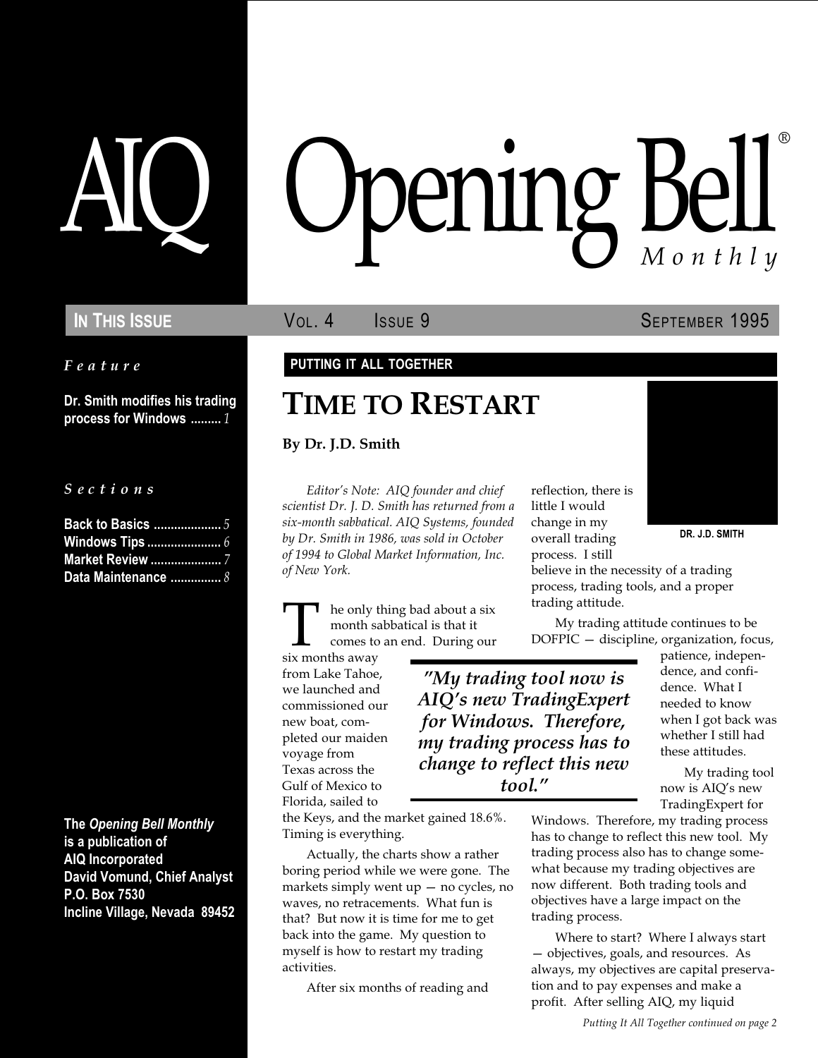# AIQ Opening Bell® Monthly

**IN THIS ISSUE** VOL. 4 ISSUE 9 SEPTEMBER 1995

*Feature*

**Dr. Smith modifies his trading process for Windows** ......... *1*

*Sections*

**Back to Basics** .................... *5*
**Windows Tips** ...................... *6*
**Market Review** ..................... *7*
**Data Maintenance** ............... *8*

**The *Opening Bell Monthly* is a publication of AIQ Incorporated David Vomund, Chief Analyst P.O. Box 7530 Incline Village, Nevada 89452**

**PUTTING IT ALL TOGETHER**

# TIME TO RESTART

**By Dr. J.D. Smith**

DR. J.D. SMITH

*Editor's Note: AIQ founder and chief scientist Dr. J. D. Smith has returned from a six-month sabbatical. AIQ Systems, founded by Dr. Smith in 1986, was sold in October of 1994 to Global Market Information, Inc. of New York.*

The only thing bad about a six month sabbatical is that it comes to an end. During our six months away from Lake Tahoe, we launched and commissioned our new boat, completed our maiden voyage from Texas across the Gulf of Mexico to Florida, sailed to the Keys, and the market gained 18.6%. Timing is everything.

Actually, the charts show a rather boring period while we were gone. The markets simply went up — no cycles, no waves, no retracements. What fun is that? But now it is time for me to get back into the game. My question to myself is how to restart my trading activities.

After six months of reading and reflection, there is little I would change in my overall trading process. I still believe in the necessity of a trading process, trading tools, and a proper trading attitude.

My trading attitude continues to be DOFPIC — discipline, organization, focus, patience, independence, and confidence. What I needed to know when I got back was whether I still had these attitudes.

> *"My trading tool now is AIQ's new TradingExpert for Windows. Therefore, my trading process has to change to reflect this new tool."*

My trading tool now is AIQ's new TradingExpert for Windows. Therefore, my trading process has to change to reflect this new tool. My trading process also has to change somewhat because my trading objectives are now different. Both trading tools and objectives have a large impact on the trading process.

Where to start? Where I always start — objectives, goals, and resources. As always, my objectives are capital preservation and to pay expenses and make a profit. After selling AIQ, my liquid

*Putting It All Together continued on page 2*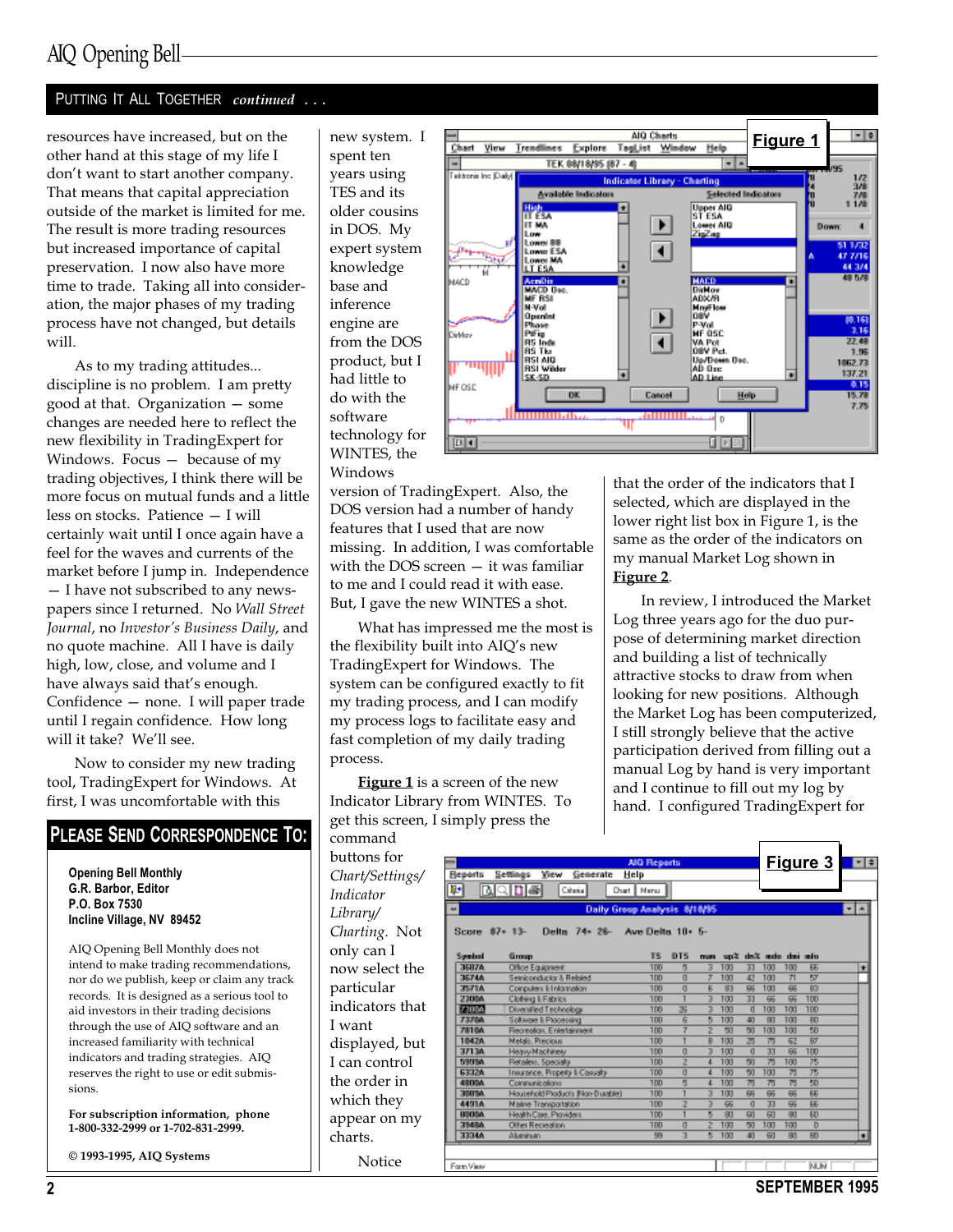## PUTTING IT ALL TOGETHER *continued* . . .

resources have increased, but on the other hand at this stage of my life I don't want to start another company. That means that capital appreciation outside of the market is limited for me. The result is more trading resources but increased importance of capital preservation. I now also have more time to trade. Taking all into consideration, the major phases of my trading process have not changed, but details will.

As to my trading attitudes... discipline is no problem. I am pretty good at that. Organization — some changes are needed here to reflect the new flexibility in TradingExpert for Windows. Focus — because of my trading objectives, I think there will be more focus on mutual funds and a little less on stocks. Patience — I will certainly wait until I once again have a feel for the waves and currents of the market before I jump in. Independence — I have not subscribed to any newspapers since I returned. No *Wall Street Journal*, no *Investor's Business Daily*, and no quote machine. All I have is daily high, low, close, and volume and I have always said that's enough. Confidence — none. I will paper trade until I regain confidence. How long will it take? We'll see.

Now to consider my new trading tool, TradingExpert for Windows. At first, I was uncomfortable with this new system. I spent ten years using TES and its older cousins in DOS. My expert system knowledge base and inference engine are from the DOS product, but I had little to do with the software technology for WINTES, the Windows version of TradingExpert. Also, the DOS version had a number of handy features that I used that are now missing. In addition, I was comfortable with the DOS screen — it was familiar to me and I could read it with ease. But, I gave the new WINTES a shot.

What has impressed me the most is the flexibility built into AIQ's new TradingExpert for Windows. The system can be configured exactly to fit my trading process, and I can modify my process logs to facilitate easy and fast completion of my daily trading process.

**Figure 1** is a screen of the new Indicator Library from WINTES. To get this screen, I simply press the command buttons for *Chart/Settings/Indicator Library/Charting*. Not only can I now select the particular indicators that I want displayed, but I can control the order in which they appear on my charts.

Notice that the order of the indicators that I selected, which are displayed in the lower right list box in Figure 1, is the same as the order of the indicators on my manual Market Log shown in **Figure 2**.

In review, I introduced the Market Log three years ago for the duo purpose of determining market direction and building a list of technically attractive stocks to draw from when looking for new positions. Although the Market Log has been computerized, I still strongly believe that the active participation derived from filling out a manual Log by hand is very important and I continue to fill out my log by hand. I configured TradingExpert for

**Figure 1**

**Figure 3**

### PLEASE SEND CORRESPONDENCE TO:

**Opening Bell Monthly**
**G.R. Barbor, Editor**
**P.O. Box 7530**
**Incline Village, NV 89452**

AIQ Opening Bell Monthly does not intend to make trading recommendations, nor do we publish, keep or claim any track records. It is designed as a serious tool to aid investors in their trading decisions through the use of AIQ software and an increased familiarity with technical indicators and trading strategies. AIQ reserves the right to use or edit submissions.

**For subscription information, phone 1-800-332-2999 or 1-702-831-2999.**

**© 1993-1995, AIQ Systems**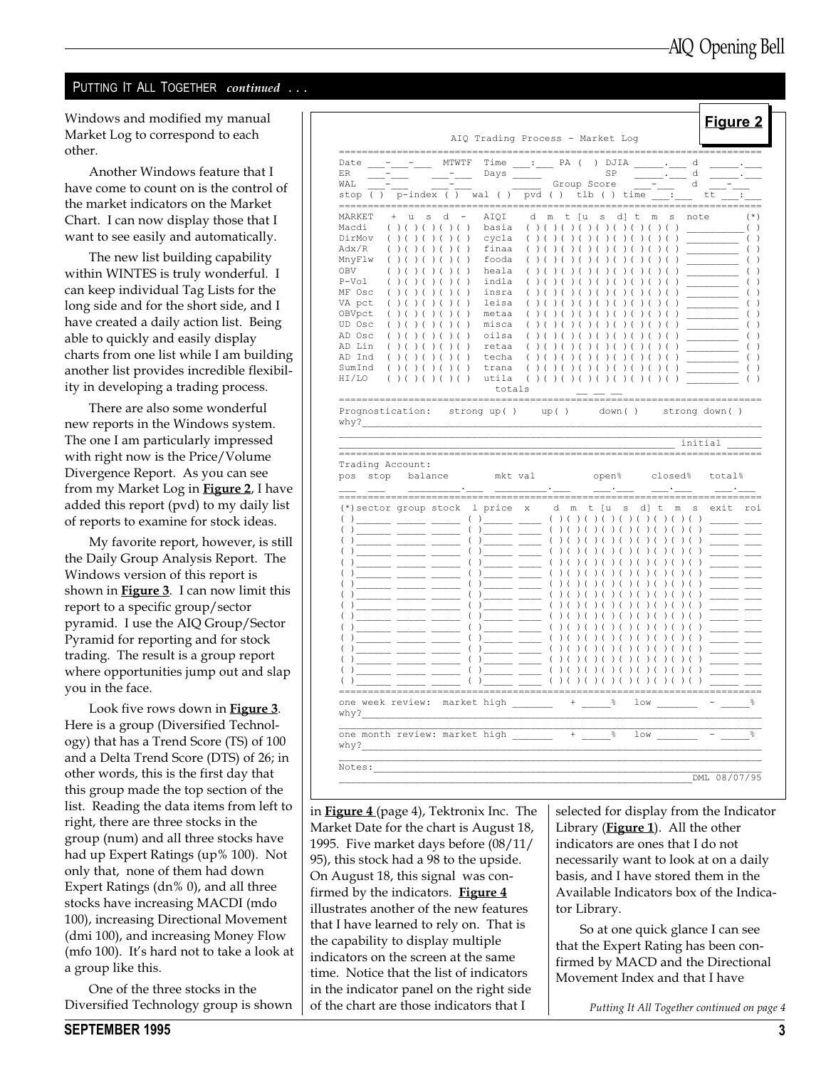## PUTTING IT ALL TOGETHER *continued . . .*

Windows and modified my manual Market Log to correspond to each other.

Another Windows feature that I have come to count on is the control of the market indicators on the Market Chart. I can now display those that I want to see easily and automatically.

The new list building capability within WINTES is truly wonderful. I can keep individual Tag Lists for the long side and for the short side, and I have created a daily action list. Being able to quickly and easily display charts from one list while I am building another list provides incredible flexibility in developing a trading process.

There are also some wonderful new reports in the Windows system. The one I am particularly impressed with right now is the Price/Volume Divergence Report. As you can see from my Market Log in **Figure 2**, I have added this report (pvd) to my daily list of reports to examine for stock ideas.

My favorite report, however, is still the Daily Group Analysis Report. The Windows version of this report is shown in **Figure 3**. I can now limit this report to a specific group/sector pyramid. I use the AIQ Group/Sector Pyramid for reporting and for stock trading. The result is a group report where opportunities jump out and slap you in the face.

Look five rows down in **Figure 3**. Here is a group (Diversified Technology) that has a Trend Score (TS) of 100 and a Delta Trend Score (DTS) of 26; in other words, this is the first day that this group made the top section of the list. Reading the data items from left to right, there are three stocks in the group (num) and all three stocks have had up Expert Ratings (up% 100). Not only that, none of them had down Expert Ratings (dn% 0), and all three stocks have increasing MACDI (mdo 100), increasing Directional Movement (dmi 100), and increasing Money Flow (mfo 100). It's hard not to take a look at a group like this.

One of the three stocks in the Diversified Technology group is shown in **Figure 4** (page 4), Tektronix Inc. The Market Date for the chart is August 18, 1995. Five market days before (08/11/95), this stock had a 98 to the upside. On August 18, this signal was confirmed by the indicators. **Figure 4** illustrates another of the new features that I have learned to rely on. That is the capability to display multiple indicators on the screen at the same time. Notice that the list of indicators in the indicator panel on the right side of the chart are those indicators that I selected for display from the Indicator Library (**Figure 1**). All the other indicators are ones that I do not necessarily want to look at on a daily basis, and I have stored them in the Available Indicators box of the Indicator Library.

So at one quick glance I can see that the Expert Rating has been confirmed by MACD and the Directional Movement Index and that I have

*Putting It All Together continued on page 4*

**Figure 2**

```
                 AIQ Trading Process - Market Log
======================================================================
Date ___-___-___  MTWTF  Time ___:___  PA (  ) DJIA _____.___ d  _____.___
ER   ___-___      ___-___  Days _____          SP  _____.___ d  _____.___
WAL  ___-___      ___-___       _____  Group Score ___-___   d  ___-___
stop ( )  p-index ( )  wal ( )  pvd ( )  tlb ( ) time ___:___  tt ___:___
======================================================================
MARKET   +  u  s  d  -   AIQI    d  m  t [u  s  d] t  m  s  note      (*)
Macdi   ( )( )( )( )( )  basia  ( )( )( )( )( )( )( )( )( ) _________( )
DirMov  ( )( )( )( )( )  cycla  ( )( )( )( )( )( )( )( )( ) _________( )
Adx/R   ( )( )( )( )( )  finaa  ( )( )( )( )( )( )( )( )( ) _________( )
MnyFlw  ( )( )( )( )( )  fooda  ( )( )( )( )( )( )( )( )( ) _________( )
OBV     ( )( )( )( )( )  heala  ( )( )( )( )( )( )( )( )( ) _________( )
P-Vol   ( )( )( )( )( )  indla  ( )( )( )( )( )( )( )( )( ) _________( )
MF Osc  ( )( )( )( )( )  insra  ( )( )( )( )( )( )( )( )( ) _________( )
VA pct  ( )( )( )( )( )  leisa  ( )( )( )( )( )( )( )( )( ) _________( )
OBVpct  ( )( )( )( )( )  metaa  ( )( )( )( )( )( )( )( )( ) _________( )
UD Osc  ( )( )( )( )( )  misca  ( )( )( )( )( )( )( )( )( ) _________( )
AD Osc  ( )( )( )( )( )  oilsa  ( )( )( )( )( )( )( )( )( ) _________( )
AD Lin  ( )( )( )( )( )  retaa  ( )( )( )( )( )( )( )( )( ) _________( )
AD Ind  ( )( )( )( )( )  techa  ( )( )( )( )( )( )( )( )( ) _________( )
SumInd  ( )( )( )( )( )  trana  ( )( )( )( )( )( )( )( )( ) _________( )
HI/LO   ( )( )( )( )( )  utila  ( )( )( )( )( )( )( )( )( ) _________( )
                          totals              __ __ __
======================================================================
Prognostication:   strong up( )    up( )     down( )    strong down( )
why?__________________________________________________________________
______________________________________________________________________
__________________________________________________________ initial _____
======================================================================
Trading Account:
pos  stop   balance        mkt val          open%     closed%   total%
___  ___   _________.___  ___________.___   ___.___   ___.___   ___.___
======================================================================
(*)sector group stock  l price  x    d  m  t [u  s  d] t  m  s  exit  roi
( )______ _____ _____ ( )_____ ____ ( )( )( )( )( )( )( )( )( ) _____ ___
( )______ _____ _____ ( )_____ ____ ( )( )( )( )( )( )( )( )( ) _____ ___
( )______ _____ _____ ( )_____ ____ ( )( )( )( )( )( )( )( )( ) _____ ___
( )______ _____ _____ ( )_____ ____ ( )( )( )( )( )( )( )( )( ) _____ ___
( )______ _____ _____ ( )_____ ____ ( )( )( )( )( )( )( )( )( ) _____ ___
( )______ _____ _____ ( )_____ ____ ( )( )( )( )( )( )( )( )( ) _____ ___
( )______ _____ _____ ( )_____ ____ ( )( )( )( )( )( )( )( )( ) _____ ___
( )______ _____ _____ ( )_____ ____ ( )( )( )( )( )( )( )( )( ) _____ ___
( )______ _____ _____ ( )_____ ____ ( )( )( )( )( )( )( )( )( ) _____ ___
( )______ _____ _____ ( )_____ ____ ( )( )( )( )( )( )( )( )( ) _____ ___
( )______ _____ _____ ( )_____ ____ ( )( )( )( )( )( )( )( )( ) _____ ___
( )______ _____ _____ ( )_____ ____ ( )( )( )( )( )( )( )( )( ) _____ ___
( )______ _____ _____ ( )_____ ____ ( )( )( )( )( )( )( )( )( ) _____ ___
( )______ _____ _____ ( )_____ ____ ( )( )( )( )( )( )( )( )( ) _____ ___
( )______ _____ _____ ( )_____ ____ ( )( )( )( )( )( )( )( )( ) _____ ___
( )______ _____ _____ ( )_____ ____ ( )( )( )( )( )( )( )( )( ) _____ ___
======================================================================
one week review:  market high _______   + _____%   low _______   - _____%
why?__________________________________________________________________
______________________________________________________________________
one month review: market high _______   + _____%   low _______   - _____%
why?__________________________________________________________________
______________________________________________________________________
Notes:________________________________________________________________
____________________________________________________________DML 08/07/95
```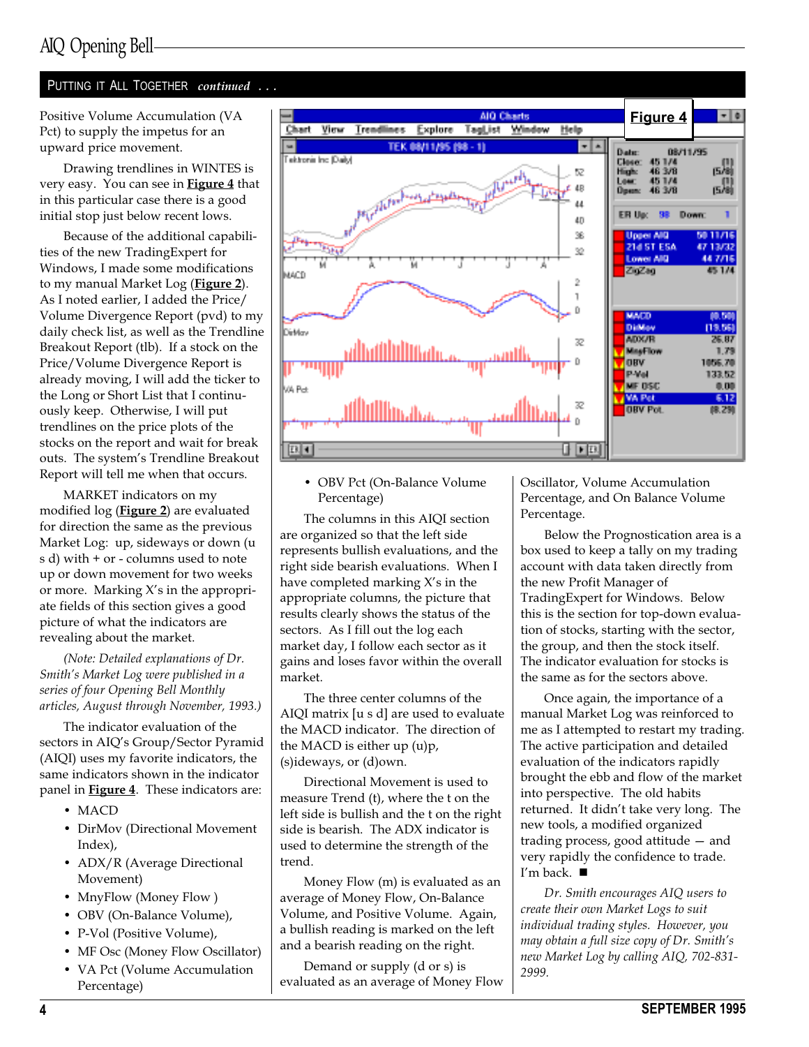## PUTTING IT ALL TOGETHER *continued . . .*

Positive Volume Accumulation (VA Pct) to supply the impetus for an upward price movement.

Drawing trendlines in WINTES is very easy. You can see in **Figure 4** that in this particular case there is a good initial stop just below recent lows.

Because of the additional capabilities of the new TradingExpert for Windows, I made some modifications to my manual Market Log (**Figure 2**). As I noted earlier, I added the Price/Volume Divergence Report (pvd) to my daily check list, as well as the Trendline Breakout Report (tlb). If a stock on the Price/Volume Divergence Report is already moving, I will add the ticker to the Long or Short List that I continuously keep. Otherwise, I will put trendlines on the price plots of the stocks on the report and wait for break outs. The system's Trendline Breakout Report will tell me when that occurs.

MARKET indicators on my modified log (**Figure 2**) are evaluated for direction the same as the previous Market Log: up, sideways or down (u s d) with + or - columns used to note up or down movement for two weeks or more. Marking X's in the appropriate fields of this section gives a good picture of what the indicators are revealing about the market.

*(Note: Detailed explanations of Dr. Smith's Market Log were published in a series of four Opening Bell Monthly articles, August through November, 1993.)*

The indicator evaluation of the sectors in AIQ's Group/Sector Pyramid (AIQI) uses my favorite indicators, the same indicators shown in the indicator panel in **Figure 4**. These indicators are:

- MACD
- DirMov (Directional Movement Index),
- ADX/R (Average Directional Movement)
- MnyFlow (Money Flow )
- OBV (On-Balance Volume),
- P-Vol (Positive Volume),
- MF Osc (Money Flow Oscillator)
- VA Pct (Volume Accumulation Percentage)
- OBV Pct (On-Balance Volume Percentage)

**Figure 4**

The columns in this AIQI section are organized so that the left side represents bullish evaluations, and the right side bearish evaluations. When I have completed marking X's in the appropriate columns, the picture that results clearly shows the status of the sectors. As I fill out the log each market day, I follow each sector as it gains and loses favor within the overall market.

The three center columns of the AIQI matrix [u s d] are used to evaluate the MACD indicator. The direction of the MACD is either up (u)p, (s)ideways, or (d)own.

Directional Movement is used to measure Trend (t), where the t on the left side is bullish and the t on the right side is bearish. The ADX indicator is used to determine the strength of the trend.

Money Flow (m) is evaluated as an average of Money Flow, On-Balance Volume, and Positive Volume. Again, a bullish reading is marked on the left and a bearish reading on the right.

Demand or supply (d or s) is evaluated as an average of Money Flow Oscillator, Volume Accumulation Percentage, and On Balance Volume Percentage.

Below the Prognostication area is a box used to keep a tally on my trading account with data taken directly from the new Profit Manager of TradingExpert for Windows. Below this is the section for top-down evaluation of stocks, starting with the sector, the group, and then the stock itself. The indicator evaluation for stocks is the same as for the sectors above.

Once again, the importance of a manual Market Log was reinforced to me as I attempted to restart my trading. The active participation and detailed evaluation of the indicators rapidly brought the ebb and flow of the market into perspective. The old habits returned. It didn't take very long. The new tools, a modified organized trading process, good attitude — and very rapidly the confidence to trade. I'm back. ■

*Dr. Smith encourages AIQ users to create their own Market Logs to suit individual trading styles. However, you may obtain a full size copy of Dr. Smith's new Market Log by calling AIQ, 702-831-2999.*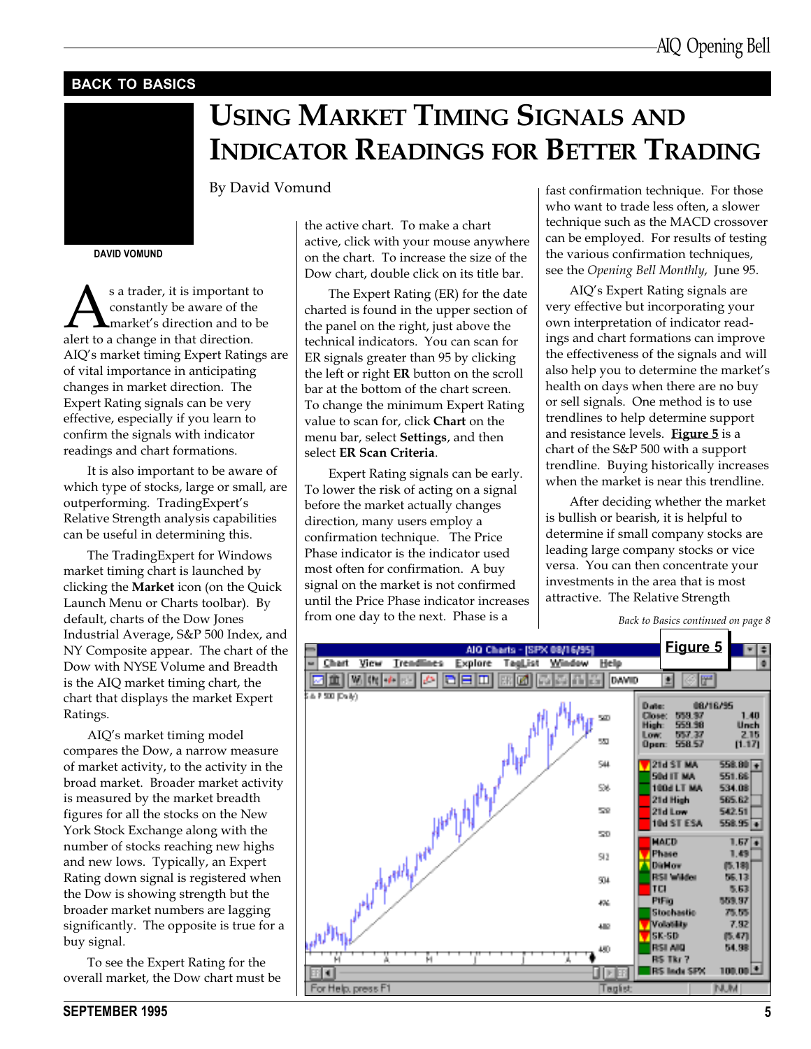## BACK TO BASICS

# Using Market Timing Signals and Indicator Readings for Better Trading

By David Vomund

DAVID VOMUND

As a trader, it is important to constantly be aware of the market's direction and to be alert to a change in that direction. AIQ's market timing Expert Ratings are of vital importance in anticipating changes in market direction. The Expert Rating signals can be very effective, especially if you learn to confirm the signals with indicator readings and chart formations.

It is also important to be aware of which type of stocks, large or small, are outperforming. TradingExpert's Relative Strength analysis capabilities can be useful in determining this.

The TradingExpert for Windows market timing chart is launched by clicking the **Market** icon (on the Quick Launch Menu or Charts toolbar). By default, charts of the Dow Jones Industrial Average, S&P 500 Index, and NY Composite appear. The chart of the Dow with NYSE Volume and Breadth is the AIQ market timing chart, the chart that displays the market Expert Ratings.

AIQ's market timing model compares the Dow, a narrow measure of market activity, to the activity in the broad market. Broader market activity is measured by the market breadth figures for all the stocks on the New York Stock Exchange along with the number of stocks reaching new highs and new lows. Typically, an Expert Rating down signal is registered when the Dow is showing strength but the broader market numbers are lagging significantly. The opposite is true for a buy signal.

To see the Expert Rating for the overall market, the Dow chart must be the active chart. To make a chart active, click with your mouse anywhere on the chart. To increase the size of the Dow chart, double click on its title bar.

The Expert Rating (ER) for the date charted is found in the upper section of the panel on the right, just above the technical indicators. You can scan for ER signals greater than 95 by clicking the left or right **ER** button on the scroll bar at the bottom of the chart screen. To change the minimum Expert Rating value to scan for, click **Chart** on the menu bar, select **Settings**, and then select **ER Scan Criteria**.

Expert Rating signals can be early. To lower the risk of acting on a signal before the market actually changes direction, many users employ a confirmation technique. The Price Phase indicator is the indicator used most often for confirmation. A buy signal on the market is not confirmed until the Price Phase indicator increases from one day to the next. Phase is a fast confirmation technique. For those who want to trade less often, a slower technique such as the MACD crossover can be employed. For results of testing the various confirmation techniques, see the *Opening Bell Monthly*, June 95.

AIQ's Expert Rating signals are very effective but incorporating your own interpretation of indicator readings and chart formations can improve the effectiveness of the signals and will also help you to determine the market's health on days when there are no buy or sell signals. One method is to use trendlines to help determine support and resistance levels. **Figure 5** is a chart of the S&P 500 with a support trendline. Buying historically increases when the market is near this trendline.

After deciding whether the market is bullish or bearish, it is helpful to determine if small company stocks are leading large company stocks or vice versa. You can then concentrate your investments in the area that is most attractive. The Relative Strength

*Back to Basics continued on page 8*

**Figure 5**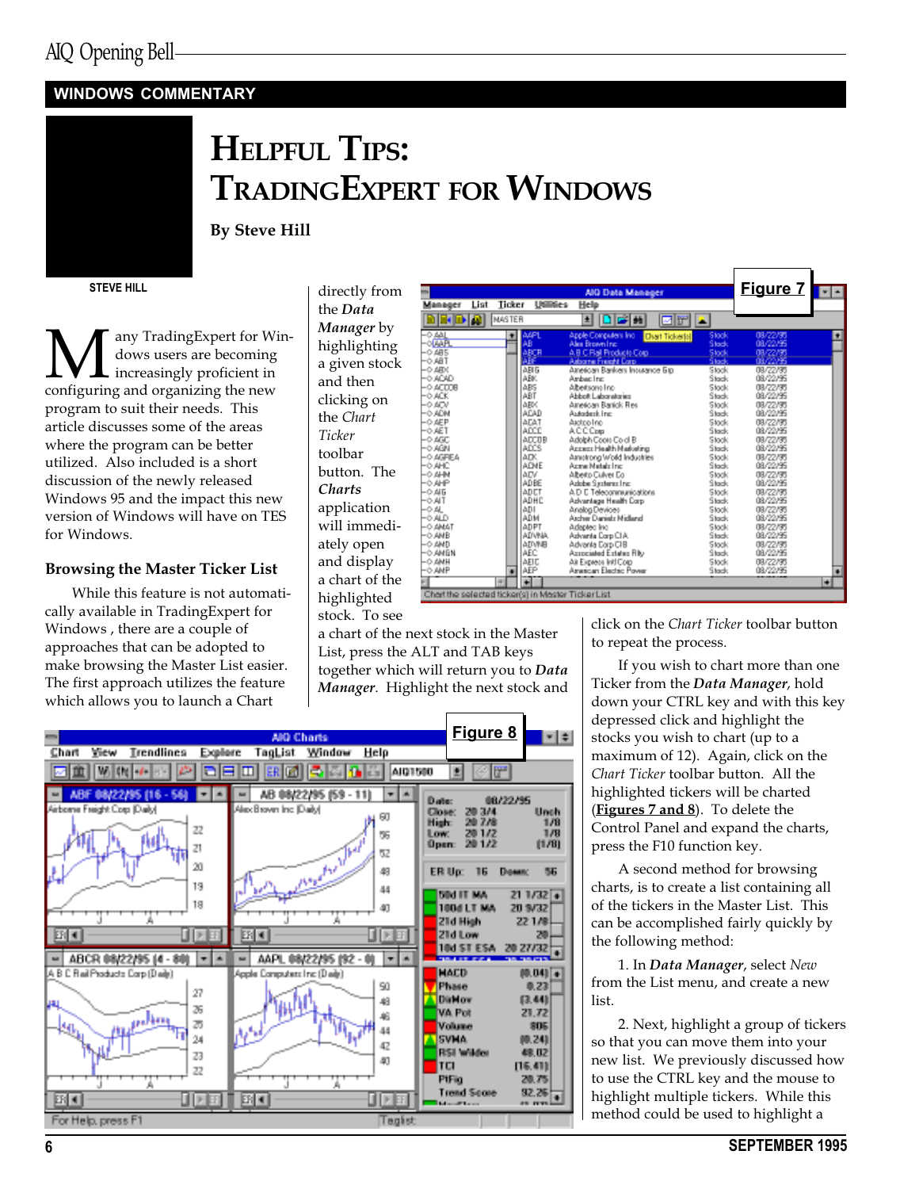## WINDOWS COMMENTARY

# HELPFUL TIPS: TRADINGEXPERT FOR WINDOWS

**By Steve Hill**

STEVE HILL

Many TradingExpert for Windows users are becoming increasingly proficient in configuring and organizing the new program to suit their needs. This article discusses some of the areas where the program can be better utilized. Also included is a short discussion of the newly released Windows 95 and the impact this new version of Windows will have on TES for Windows.

### Browsing the Master Ticker List

While this feature is not automatically available in TradingExpert for Windows , there are a couple of approaches that can be adopted to make browsing the Master List easier. The first approach utilizes the feature which allows you to launch a Chart directly from the ***Data Manager*** by highlighting a given stock and then clicking on the *Chart Ticker* toolbar button. The ***Charts*** application will immediately open and display a chart of the highlighted stock. To see a chart of the next stock in the Master List, press the ALT and TAB keys together which will return you to ***Data Manager***. Highlight the next stock and click on the *Chart Ticker* toolbar button to repeat the process.

**Figure 7**

**Figure 8**

If you wish to chart more than one Ticker from the ***Data Manager***, hold down your CTRL key and with this key depressed click and highlight the stocks you wish to chart (up to a maximum of 12). Again, click on the *Chart Ticker* toolbar button. All the highlighted tickers will be charted (**Figures 7 and 8**). To delete the Control Panel and expand the charts, press the F10 function key.

A second method for browsing charts, is to create a list containing all of the tickers in the Master List. This can be accomplished fairly quickly by the following method:

1. In ***Data Manager***, select *New* from the List menu, and create a new list.

2. Next, highlight a group of tickers so that you can move them into your new list. We previously discussed how to use the CTRL key and the mouse to highlight multiple tickers. While this method could be used to highlight a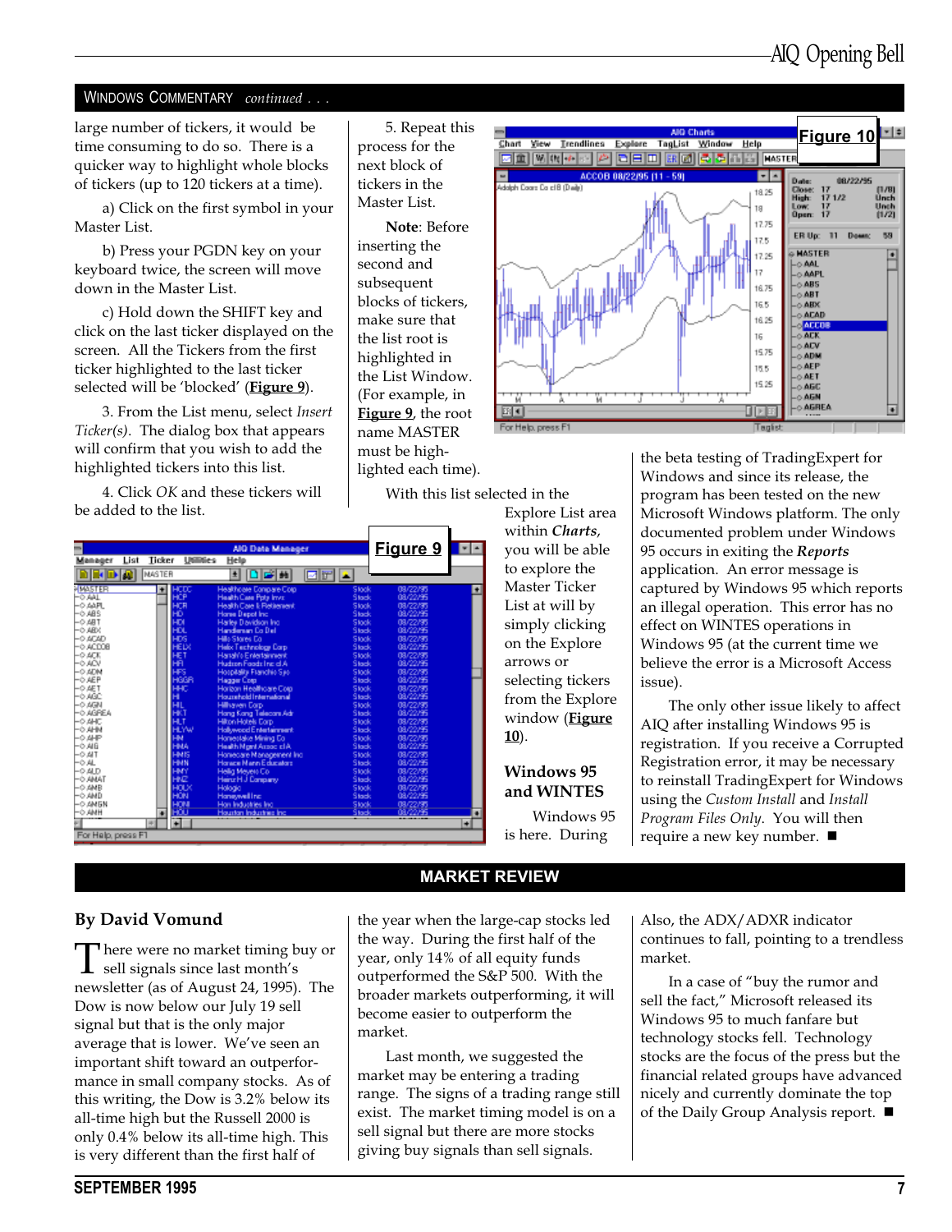## WINDOWS COMMENTARY *continued . . .*

large number of tickers, it would be time consuming to do so. There is a quicker way to highlight whole blocks of tickers (up to 120 tickers at a time).

a) Click on the first symbol in your Master List.

b) Press your PGDN key on your keyboard twice, the screen will move down in the Master List.

c) Hold down the SHIFT key and click on the last ticker displayed on the screen. All the Tickers from the first ticker highlighted to the last ticker selected will be 'blocked' (**Figure 9**).

3. From the List menu, select *Insert Ticker(s)*. The dialog box that appears will confirm that you wish to add the highlighted tickers into this list.

4. Click *OK* and these tickers will be added to the list.

5. Repeat this process for the next block of tickers in the Master List.

**Note**: Before inserting the second and subsequent blocks of tickers, make sure that the list root is highlighted in the List Window. (For example, in **Figure 9**, the root name MASTER must be highlighted each time).

With this list selected in the Explore List area within *Charts*, you will be able to explore the Master Ticker List at will by simply clicking on the Explore arrows or selecting tickers from the Explore window (**Figure 10**).

**Figure 9**

**Figure 10**

### Windows 95 and WINTES

Windows 95 is here. During the beta testing of TradingExpert for Windows and since its release, the program has been tested on the new Microsoft Windows platform. The only documented problem under Windows 95 occurs in exiting the ***Reports*** application. An error message is captured by Windows 95 which reports an illegal operation. This error has no effect on WINTES operations in Windows 95 (at the current time we believe the error is a Microsoft Access issue).

The only other issue likely to affect AIQ after installing Windows 95 is registration. If you receive a Corrupted Registration error, it may be necessary to reinstall TradingExpert for Windows using the *Custom Install* and *Install Program Files Only*. You will then require a new key number. ■

## MARKET REVIEW

**By David Vomund**

There were no market timing buy or sell signals since last month's newsletter (as of August 24, 1995). The Dow is now below our July 19 sell signal but that is the only major average that is lower. We've seen an important shift toward an outperformance in small company stocks. As of this writing, the Dow is 3.2% below its all-time high but the Russell 2000 is only 0.4% below its all-time high. This is very different than the first half of the year when the large-cap stocks led the way. During the first half of the year, only 14% of all equity funds outperformed the S&P 500. With the broader markets outperforming, it will become easier to outperform the market.

Last month, we suggested the market may be entering a trading range. The signs of a trading range still exist. The market timing model is on a sell signal but there are more stocks giving buy signals than sell signals. Also, the ADX/ADXR indicator continues to fall, pointing to a trendless market.

In a case of "buy the rumor and sell the fact," Microsoft released its Windows 95 to much fanfare but technology stocks fell. Technology stocks are the focus of the press but the financial related groups have advanced nicely and currently dominate the top of the Daily Group Analysis report. ■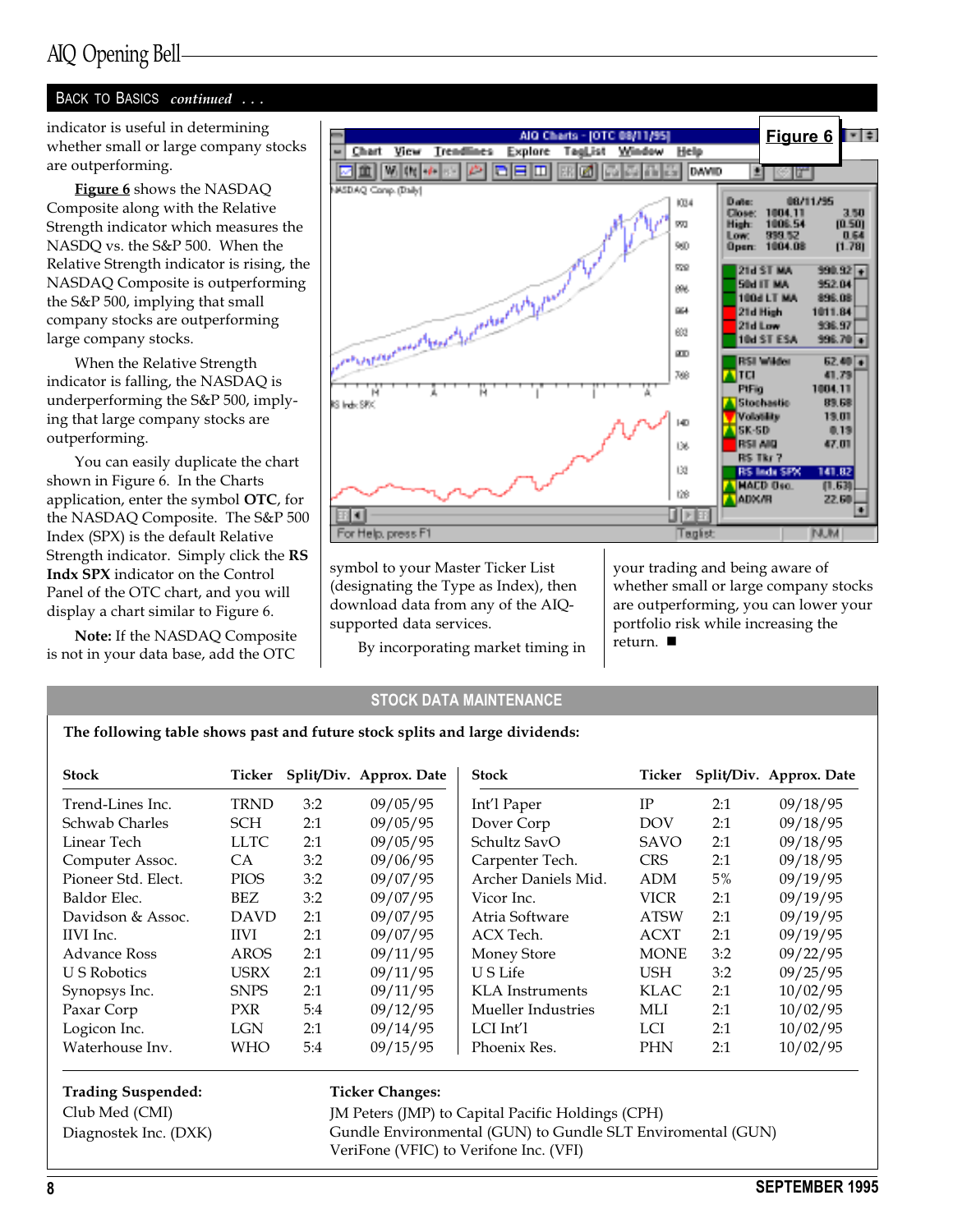## BACK TO BASICS *continued . . .*

indicator is useful in determining whether small or large company stocks are outperforming.

Figure 6 shows the NASDAQ Composite along with the Relative Strength indicator which measures the NASDQ vs. the S&P 500. When the Relative Strength indicator is rising, the NASDAQ Composite is outperforming the S&P 500, implying that small company stocks are outperforming large company stocks.

When the Relative Strength indicator is falling, the NASDAQ is underperforming the S&P 500, implying that large company stocks are outperforming.

You can easily duplicate the chart shown in Figure 6. In the Charts application, enter the symbol **OTC**, for the NASDAQ Composite. The S&P 500 Index (SPX) is the default Relative Strength indicator. Simply click the **RS Indx SPX** indicator on the Control Panel of the OTC chart, and you will display a chart similar to Figure 6.

**Note:** If the NASDAQ Composite is not in your data base, add the OTC symbol to your Master Ticker List (designating the Type as Index), then download data from any of the AIQ-supported data services.

By incorporating market timing in your trading and being aware of whether small or large company stocks are outperforming, you can lower your portfolio risk while increasing the return. ■

Figure 6

AIQ Charts - [OTC 08/11/95]
Chart View Trendlines Explore TagList Window Help
DAVID
NASDAQ Comp. (Daily)
1024
992
960
928
896
864
832
800
768
RS Indx SPX
140
136
132
128
Date: 08/11/95
Close: 1004.11 3.50
High: 1006.54 (0.50)
Low: 999.52 0.64
Open: 1004.08 (1.78)
21d ST MA 990.92
50d IT MA 952.04
100d LT MA 896.08
21d High 1011.84
21d Low 936.97
10d ST ESA 996.70
RSI Wilder 62.40
TCI 41.79
PIFig 1004.11
Stochastic 89.68
Volatility 19.01
SK-SD 0.19
RSI AIQ 47.01
RS Tkr ?
RS Indx SPX 141.82
MACD Osc. (1.63)
ADX/R 22.60
For Help, press F1
Taglist NUM

## STOCK DATA MAINTENANCE

**The following table shows past and future stock splits and large dividends:**

| Stock | Ticker | Split/Div. | Approx. Date |
|---|---|---|---|
| Trend-Lines Inc. | TRND | 3:2 | 09/05/95 |
| Schwab Charles | SCH | 2:1 | 09/05/95 |
| Linear Tech | LLTC | 2:1 | 09/05/95 |
| Computer Assoc. | CA | 3:2 | 09/06/95 |
| Pioneer Std. Elect. | PIOS | 3:2 | 09/07/95 |
| Baldor Elec. | BEZ | 3:2 | 09/07/95 |
| Davidson & Assoc. | DAVD | 2:1 | 09/07/95 |
| IIVI Inc. | IIVI | 2:1 | 09/07/95 |
| Advance Ross | AROS | 2:1 | 09/11/95 |
| U S Robotics | USRX | 2:1 | 09/11/95 |
| Synopsys Inc. | SNPS | 2:1 | 09/11/95 |
| Paxar Corp | PXR | 5:4 | 09/12/95 |
| Logicon Inc. | LGN | 2:1 | 09/14/95 |
| Waterhouse Inv. | WHO | 5:4 | 09/15/95 |
| Int'l Paper | IP | 2:1 | 09/18/95 |
| Dover Corp | DOV | 2:1 | 09/18/95 |
| Schultz SavO | SAVO | 2:1 | 09/18/95 |
| Carpenter Tech. | CRS | 2:1 | 09/18/95 |
| Archer Daniels Mid. | ADM | 5% | 09/19/95 |
| Vicor Inc. | VICR | 2:1 | 09/19/95 |
| Atria Software | ATSW | 2:1 | 09/19/95 |
| ACX Tech. | ACXT | 2:1 | 09/19/95 |
| Money Store | MONE | 3:2 | 09/22/95 |
| U S Life | USH | 3:2 | 09/25/95 |
| KLA Instruments | KLAC | 2:1 | 10/02/95 |
| Mueller Industries | MLI | 2:1 | 10/02/95 |
| LCI Int'l | LCI | 2:1 | 10/02/95 |
| Phoenix Res. | PHN | 2:1 | 10/02/95 |

**Trading Suspended:**

Club Med (CMI)
Diagnostek Inc. (DXK)

**Ticker Changes:**

JM Peters (JMP) to Capital Pacific Holdings (CPH)
Gundle Environmental (GUN) to Gundle SLT Enviromental (GUN)
VeriFone (VFIC) to Verifone Inc. (VFI)